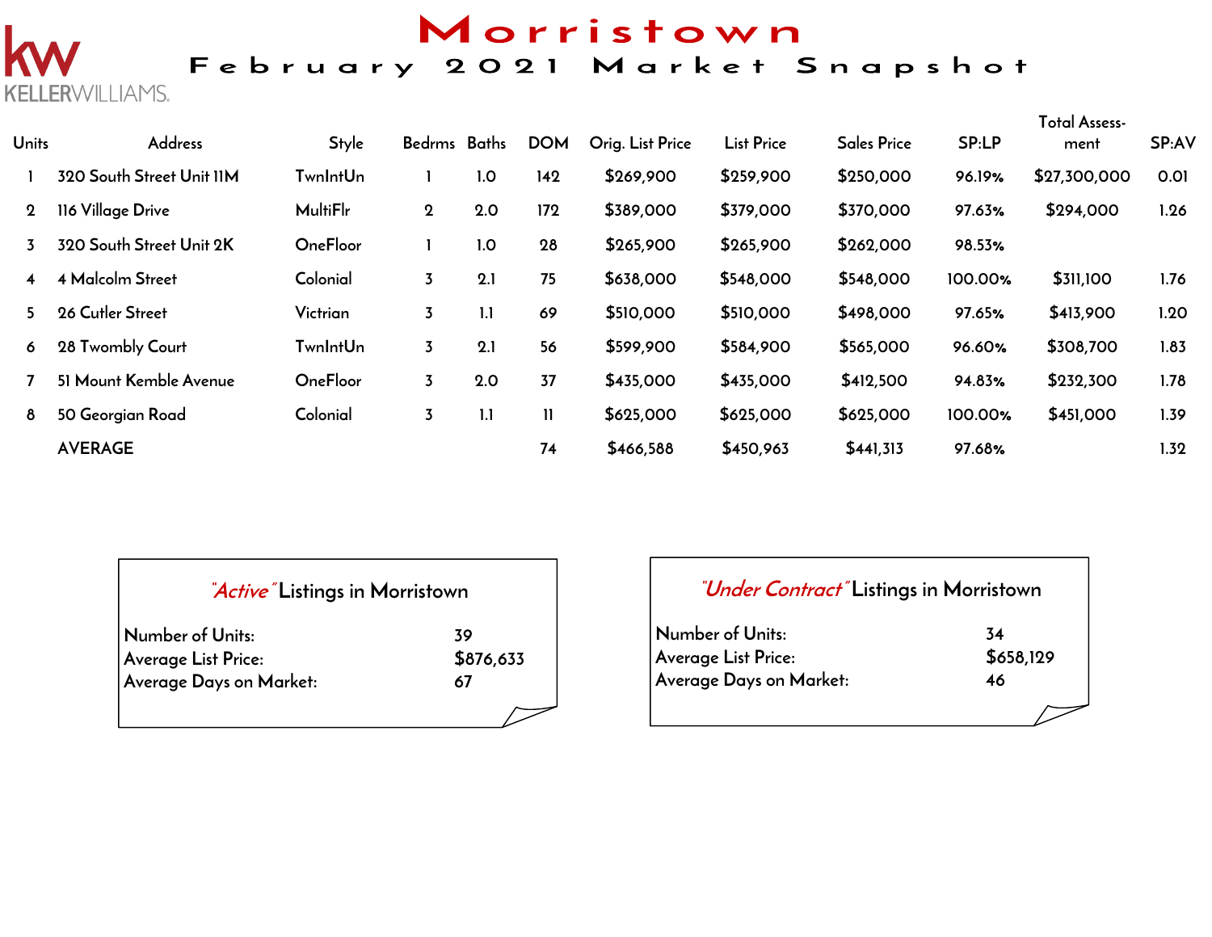KELLERWILLIAMS.

# Morristown

## February 2021 Market Snapshot

| Units | Address | Style | Bedrms | Baths | DOM | Orig. List Price | List Price | Sales Price | SP:LP | Total Assess-ment | SP:AV |
|---|---|---|---|---|---|---|---|---|---|---|---|
| 1 | 320 South Street Unit 11M | TwnIntUn | 1 | 1.0 | 142 | $269,900 | $259,900 | $250,000 | 96.19% | $27,300,000 | 0.01 |
| 2 | 116 Village Drive | MultiFlr | 2 | 2.0 | 172 | $389,000 | $379,000 | $370,000 | 97.63% | $294,000 | 1.26 |
| 3 | 320 South Street Unit 2K | OneFloor | 1 | 1.0 | 28 | $265,900 | $265,900 | $262,000 | 98.53% | | |
| 4 | 4 Malcolm Street | Colonial | 3 | 2.1 | 75 | $638,000 | $548,000 | $548,000 | 100.00% | $311,100 | 1.76 |
| 5 | 26 Cutler Street | Victrian | 3 | 1.1 | 69 | $510,000 | $510,000 | $498,000 | 97.65% | $413,900 | 1.20 |
| 6 | 28 Twombly Court | TwnIntUn | 3 | 2.1 | 56 | $599,900 | $584,900 | $565,000 | 96.60% | $308,700 | 1.83 |
| 7 | 51 Mount Kemble Avenue | OneFloor | 3 | 2.0 | 37 | $435,000 | $435,000 | $412,500 | 94.83% | $232,300 | 1.78 |
| 8 | 50 Georgian Road | Colonial | 3 | 1.1 | 11 | $625,000 | $625,000 | $625,000 | 100.00% | $451,000 | 1.39 |
| | AVERAGE | | | | 74 | $466,588 | $450,963 | $441,313 | 97.68% | | 1.32 |

### "Active" Listings in Morristown

| | |
|---|---|
| Number of Units: | 39 |
| Average List Price: | $876,633 |
| Average Days on Market: | 67 |

### "Under Contract" Listings in Morristown

| | |
|---|---|
| Number of Units: | 34 |
| Average List Price: | $658,129 |
| Average Days on Market: | 46 |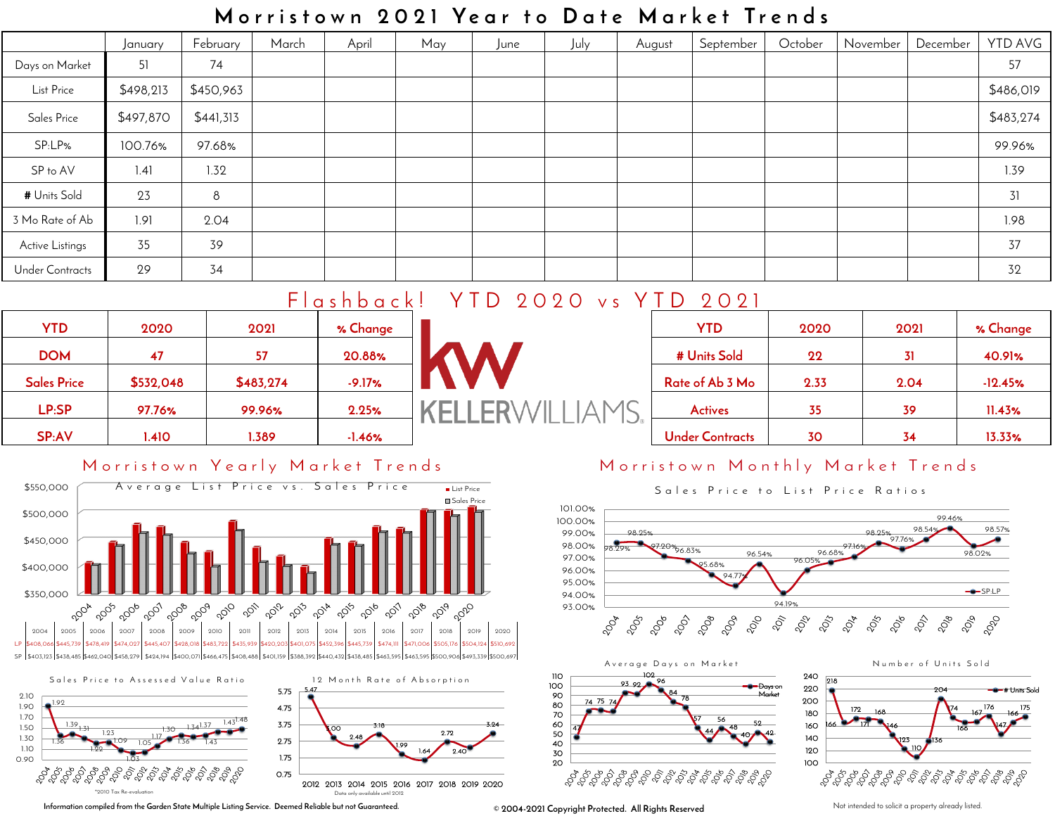# Morristown 2021 Year to Date Market Trends

| | January | February | March | April | May | June | July | August | September | October | November | December | YTD AVG |
|---|---|---|---|---|---|---|---|---|---|---|---|---|---|
| Days on Market | 51 | 74 | | | | | | | | | | | 57 |
| List Price | $498,213 | $450,963 | | | | | | | | | | | $486,019 |
| Sales Price | $497,870 | $441,313 | | | | | | | | | | | $483,274 |
| SP:LP% | 100.76% | 97.68% | | | | | | | | | | | 99.96% |
| SP to AV | 1.41 | 1.32 | | | | | | | | | | | 1.39 |
| # Units Sold | 23 | 8 | | | | | | | | | | | 31 |
| 3 Mo Rate of Ab | 1.91 | 2.04 | | | | | | | | | | | 1.98 |
| Active Listings | 35 | 39 | | | | | | | | | | | 37 |
| Under Contracts | 29 | 34 | | | | | | | | | | | 32 |

## Flashback! YTD 2020 vs YTD 2021

| YTD | 2020 | 2021 | % Change |
|---|---|---|---|
| DOM | 47 | 57 | 20.88% |
| Sales Price | $532,048 | $483,274 | -9.17% |
| LP:SP | 97.76% | 99.96% | 2.25% |
| SP:AV | 1.410 | 1.389 | -1.46% |

| YTD | 2020 | 2021 | % Change |
|---|---|---|---|
| # Units Sold | 22 | 31 | 40.91% |
| Rate of Ab 3 Mo | 2.33 | 2.04 | -12.45% |
| Actives | 35 | 39 | 11.43% |
| Under Contracts | 30 | 34 | 13.33% |

KELLERWILLIAMS.

## Morristown Yearly Market Trends

Average List Price vs. Sales Price

List Price
Sales Price

$550,000
$500,000
$450,000
$400,000
$350,000

| | 2004 | 2005 | 2006 | 2007 | 2008 | 2009 | 2010 | 2011 | 2012 | 2013 | 2014 | 2015 | 2016 | 2017 | 2018 | 2019 | 2020 |
|---|---|---|---|---|---|---|---|---|---|---|---|---|---|---|---|---|---|
| LP | $408,066 | $445,739 | $478,419 | $474,027 | $445,407 | $428,018 | $483,722 | $435,939 | $420,203 | $401,075 | $452,396 | $445,739 | $474,111 | $471,006 | $505,176 | $504,124 | $510,692 |
| SP | $403,123 | $438,485 | $462,040 | $458,279 | $424,194 | $400,071 | $466,475 | $408,488 | $401,159 | $388,392 | $440,432 | $438,485 | $463,595 | $463,595 | $500,906 | $493,339 | $500,697 |

## Morristown Monthly Market Trends

Sales Price to List Price Ratios

101.00%
100.00%
99.00%
98.00%
97.00%
96.00%
95.00%
94.00%
93.00%

98.29% 98.25% 97.20% 96.83% 95.68% 94.77% 96.54% 94.19% 96.05% 96.68% 97.16% 98.25% 97.76% 98.54% 99.46% 98.02% 98.57%

SP:LP

2004 2005 2006 2007 2008 2009 2010 2011 2012 2013 2014 2015 2016 2017 2018 2019 2020

Sales Price to Assessed Value Ratio

2.10
1.90
1.70
1.50
1.30
1.10
0.90

1.92 1.36 1.39 1.31 1.22 1.23 1.09 1.03 1.05 1.17 1.30 1.36 1.34 1.37 1.43 1.43 1.48

2004 2005 2006 2007 2008 2009 2010 2011 2012 2013 2014 2015 2016 2017 2018 2019 2020

*2010 Tax Re-evaluation

12 Month Rate of Absorption

5.75
4.75
3.75
2.75
1.75
0.75

5.47 3.00 2.48 3.18 1.99 1.64 2.72 2.40 3.24

2012 2013 2014 2015 2016 2017 2018 2019 2020

Data only available until 2012

Average Days on Market

110
100
90
80
70
60
50
40
30
20

47 74 75 74 93 92 102 96 84 78 57 44 56 48 40 52 42

Days on Market

2004 2005 2006 2007 2008 2009 2010 2011 2012 2013 2014 2015 2016 2017 2018 2019 2020

Number of Units Sold

240
220
200
180
160
140
120
100

218 166 172 171 168 146 123 110 136 204 174 166 167 176 147 166 175

# Units Sold

2004 2005 2006 2007 2008 2009 2010 2011 2012 2013 2014 2015 2016 2017 2018 2019 2020

Information compiled from the Garden State Multiple Listing Service. Deemed Reliable but not Guaranteed.

© 2004-2021 Copyright Protected. All Rights Reserved

Not intended to solicit a property already listed.